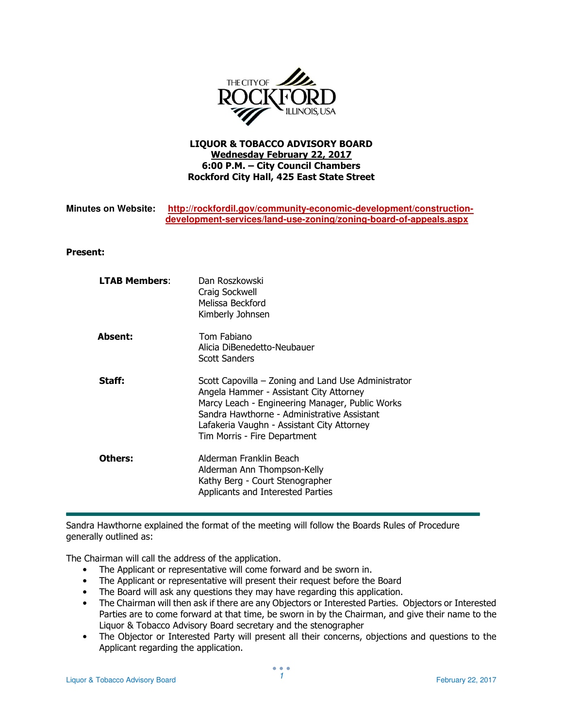THE CITY OF ROCKFORD ILLINOIS, USA

**LIQUOR & TOBACCO ADVISORY BOARD**
**Wednesday February 22, 2017**
**6:00 P.M. – City Council Chambers**
**Rockford City Hall, 425 East State Street**

**Minutes on Website:** http://rockfordil.gov/community-economic-development/construction-development-services/land-use-zoning/zoning-board-of-appeals.aspx

**Present:**

| | |
|---|---|
| **LTAB Members**: | Dan Roszkowski<br>Craig Sockwell<br>Melissa Beckford<br>Kimberly Johnsen |
| **Absent:** | Tom Fabiano<br>Alicia DiBenedetto-Neubauer<br>Scott Sanders |
| **Staff:** | Scott Capovilla – Zoning and Land Use Administrator<br>Angela Hammer - Assistant City Attorney<br>Marcy Leach - Engineering Manager, Public Works<br>Sandra Hawthorne - Administrative Assistant<br>Lafakeria Vaughn - Assistant City Attorney<br>Tim Morris - Fire Department |
| **Others:** | Alderman Franklin Beach<br>Alderman Ann Thompson-Kelly<br>Kathy Berg - Court Stenographer<br>Applicants and Interested Parties |

---

Sandra Hawthorne explained the format of the meeting will follow the Boards Rules of Procedure generally outlined as:

The Chairman will call the address of the application.

- The Applicant or representative will come forward and be sworn in.
- The Applicant or representative will present their request before the Board
- The Board will ask any questions they may have regarding this application.
- The Chairman will then ask if there are any Objectors or Interested Parties. Objectors or Interested Parties are to come forward at that time, be sworn in by the Chairman, and give their name to the Liquor & Tobacco Advisory Board secretary and the stenographer
- The Objector or Interested Party will present all their concerns, objections and questions to the Applicant regarding the application.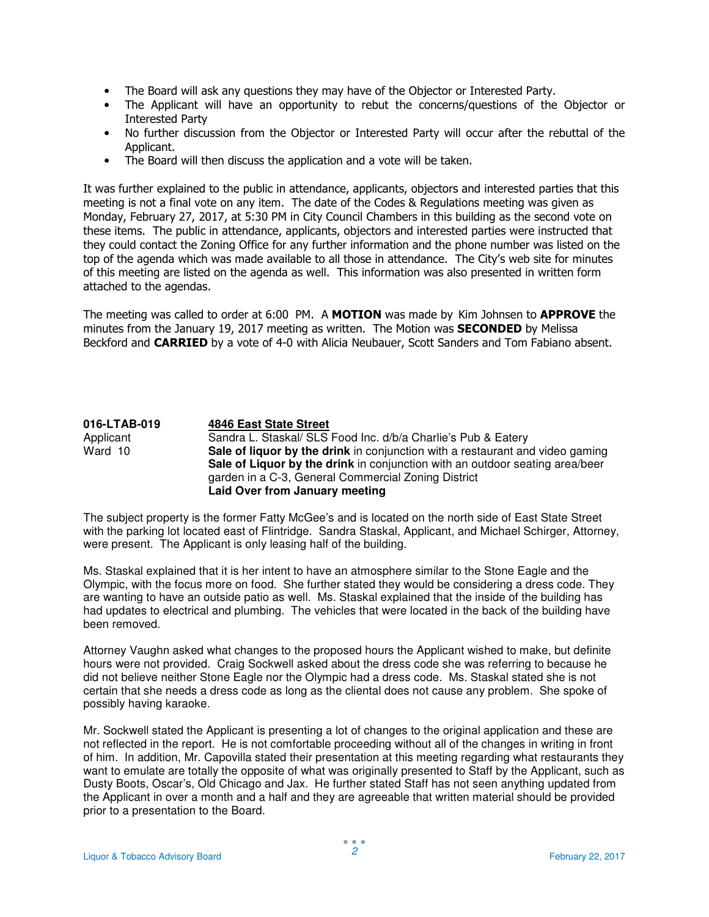- The Board will ask any questions they may have of the Objector or Interested Party.
- The Applicant will have an opportunity to rebut the concerns/questions of the Objector or Interested Party
- No further discussion from the Objector or Interested Party will occur after the rebuttal of the Applicant.
- The Board will then discuss the application and a vote will be taken.

It was further explained to the public in attendance, applicants, objectors and interested parties that this meeting is not a final vote on any item. The date of the Codes & Regulations meeting was given as Monday, February 27, 2017, at 5:30 PM in City Council Chambers in this building as the second vote on these items. The public in attendance, applicants, objectors and interested parties were instructed that they could contact the Zoning Office for any further information and the phone number was listed on the top of the agenda which was made available to all those in attendance. The City's web site for minutes of this meeting are listed on the agenda as well. This information was also presented in written form attached to the agendas.

The meeting was called to order at 6:00 PM. A **MOTION** was made by Kim Johnsen to **APPROVE** the minutes from the January 19, 2017 meeting as written. The Motion was **SECONDED** by Melissa Beckford and **CARRIED** by a vote of 4-0 with Alicia Neubauer, Scott Sanders and Tom Fabiano absent.

**016-LTAB-019** **4846 East State Street**
Applicant Sandra L. Staskal/ SLS Food Inc. d/b/a Charlie's Pub & Eatery
Ward 10 **Sale of liquor by the drink** in conjunction with a restaurant and video gaming
**Sale of Liquor by the drink** in conjunction with an outdoor seating area/beer garden in a C-3, General Commercial Zoning District
**Laid Over from January meeting**

The subject property is the former Fatty McGee's and is located on the north side of East State Street with the parking lot located east of Flintridge. Sandra Staskal, Applicant, and Michael Schirger, Attorney, were present. The Applicant is only leasing half of the building.

Ms. Staskal explained that it is her intent to have an atmosphere similar to the Stone Eagle and the Olympic, with the focus more on food. She further stated they would be considering a dress code. They are wanting to have an outside patio as well. Ms. Staskal explained that the inside of the building has had updates to electrical and plumbing. The vehicles that were located in the back of the building have been removed.

Attorney Vaughn asked what changes to the proposed hours the Applicant wished to make, but definite hours were not provided. Craig Sockwell asked about the dress code she was referring to because he did not believe neither Stone Eagle nor the Olympic had a dress code. Ms. Staskal stated she is not certain that she needs a dress code as long as the cliental does not cause any problem. She spoke of possibly having karaoke.

Mr. Sockwell stated the Applicant is presenting a lot of changes to the original application and these are not reflected in the report. He is not comfortable proceeding without all of the changes in writing in front of him. In addition, Mr. Capovilla stated their presentation at this meeting regarding what restaurants they want to emulate are totally the opposite of what was originally presented to Staff by the Applicant, such as Dusty Boots, Oscar's, Old Chicago and Jax. He further stated Staff has not seen anything updated from the Applicant in over a month and a half and they are agreeable that written material should be provided prior to a presentation to the Board.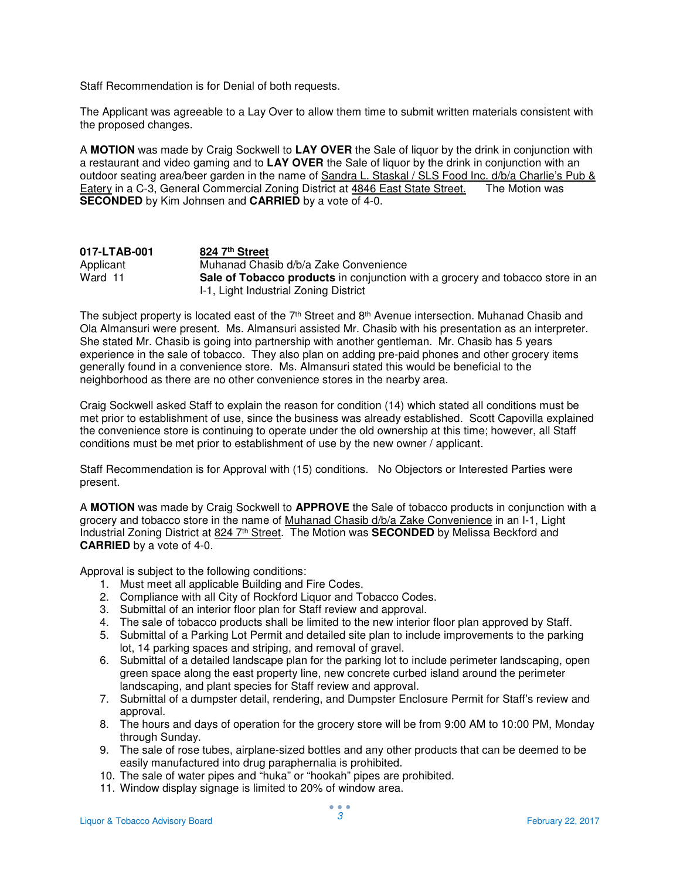Staff Recommendation is for Denial of both requests.

The Applicant was agreeable to a Lay Over to allow them time to submit written materials consistent with the proposed changes.

A **MOTION** was made by Craig Sockwell to **LAY OVER** the Sale of liquor by the drink in conjunction with a restaurant and video gaming and to **LAY OVER** the Sale of liquor by the drink in conjunction with an outdoor seating area/beer garden in the name of Sandra L. Staskal / SLS Food Inc. d/b/a Charlie's Pub & Eatery in a C-3, General Commercial Zoning District at 4846 East State Street. The Motion was **SECONDED** by Kim Johnsen and **CARRIED** by a vote of 4-0.

| **017-LTAB-001** | **824 7th Street** |
|---|---|
| Applicant | Muhanad Chasib d/b/a Zake Convenience |
| Ward 11 | **Sale of Tobacco products** in conjunction with a grocery and tobacco store in an I-1, Light Industrial Zoning District |

The subject property is located east of the 7th Street and 8th Avenue intersection. Muhanad Chasib and Ola Almansuri were present. Ms. Almansuri assisted Mr. Chasib with his presentation as an interpreter. She stated Mr. Chasib is going into partnership with another gentleman. Mr. Chasib has 5 years experience in the sale of tobacco. They also plan on adding pre-paid phones and other grocery items generally found in a convenience store. Ms. Almansuri stated this would be beneficial to the neighborhood as there are no other convenience stores in the nearby area.

Craig Sockwell asked Staff to explain the reason for condition (14) which stated all conditions must be met prior to establishment of use, since the business was already established. Scott Capovilla explained the convenience store is continuing to operate under the old ownership at this time; however, all Staff conditions must be met prior to establishment of use by the new owner / applicant.

Staff Recommendation is for Approval with (15) conditions. No Objectors or Interested Parties were present.

A **MOTION** was made by Craig Sockwell to **APPROVE** the Sale of tobacco products in conjunction with a grocery and tobacco store in the name of Muhanad Chasib d/b/a Zake Convenience in an I-1, Light Industrial Zoning District at 824 7th Street. The Motion was **SECONDED** by Melissa Beckford and **CARRIED** by a vote of 4-0.

Approval is subject to the following conditions:

1. Must meet all applicable Building and Fire Codes.
2. Compliance with all City of Rockford Liquor and Tobacco Codes.
3. Submittal of an interior floor plan for Staff review and approval.
4. The sale of tobacco products shall be limited to the new interior floor plan approved by Staff.
5. Submittal of a Parking Lot Permit and detailed site plan to include improvements to the parking lot, 14 parking spaces and striping, and removal of gravel.
6. Submittal of a detailed landscape plan for the parking lot to include perimeter landscaping, open green space along the east property line, new concrete curbed island around the perimeter landscaping, and plant species for Staff review and approval.
7. Submittal of a dumpster detail, rendering, and Dumpster Enclosure Permit for Staff's review and approval.
8. The hours and days of operation for the grocery store will be from 9:00 AM to 10:00 PM, Monday through Sunday.
9. The sale of rose tubes, airplane-sized bottles and any other products that can be deemed to be easily manufactured into drug paraphernalia is prohibited.
10. The sale of water pipes and "huka" or "hookah" pipes are prohibited.
11. Window display signage is limited to 20% of window area.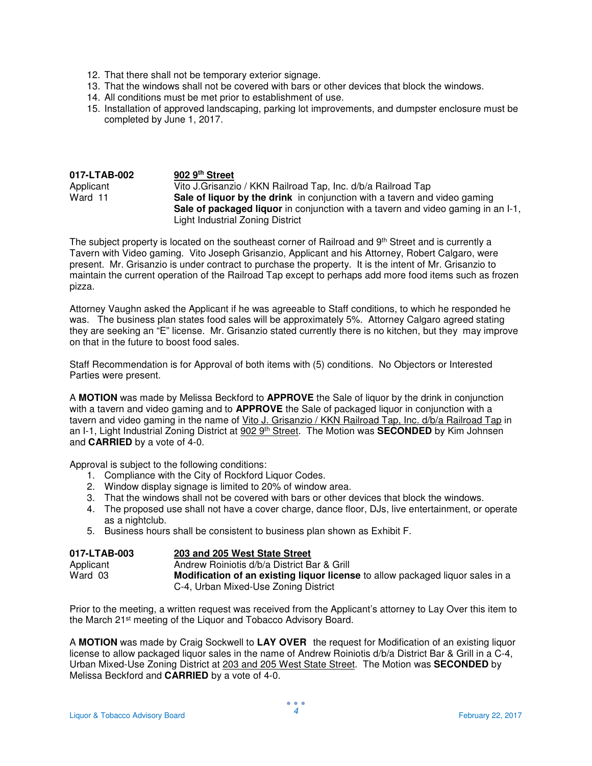12. That there shall not be temporary exterior signage.
13. That the windows shall not be covered with bars or other devices that block the windows.
14. All conditions must be met prior to establishment of use.
15. Installation of approved landscaping, parking lot improvements, and dumpster enclosure must be completed by June 1, 2017.

**017-LTAB-002** **902 9th Street**
Applicant Vito J.Grisanzio / KKN Railroad Tap, Inc. d/b/a Railroad Tap
Ward 11 **Sale of liquor by the drink** in conjunction with a tavern and video gaming
**Sale of packaged liquor** in conjunction with a tavern and video gaming in an I-1, Light Industrial Zoning District

The subject property is located on the southeast corner of Railroad and 9th Street and is currently a Tavern with Video gaming. Vito Joseph Grisanzio, Applicant and his Attorney, Robert Calgaro, were present. Mr. Grisanzio is under contract to purchase the property. It is the intent of Mr. Grisanzio to maintain the current operation of the Railroad Tap except to perhaps add more food items such as frozen pizza.

Attorney Vaughn asked the Applicant if he was agreeable to Staff conditions, to which he responded he was. The business plan states food sales will be approximately 5%. Attorney Calgaro agreed stating they are seeking an "E" license. Mr. Grisanzio stated currently there is no kitchen, but they may improve on that in the future to boost food sales.

Staff Recommendation is for Approval of both items with (5) conditions. No Objectors or Interested Parties were present.

A **MOTION** was made by Melissa Beckford to **APPROVE** the Sale of liquor by the drink in conjunction with a tavern and video gaming and to **APPROVE** the Sale of packaged liquor in conjunction with a tavern and video gaming in the name of Vito J. Grisanzio / KKN Railroad Tap, Inc. d/b/a Railroad Tap in an I-1, Light Industrial Zoning District at 902 9th Street. The Motion was **SECONDED** by Kim Johnsen and **CARRIED** by a vote of 4-0.

Approval is subject to the following conditions:

1. Compliance with the City of Rockford Liquor Codes.
2. Window display signage is limited to 20% of window area.
3. That the windows shall not be covered with bars or other devices that block the windows.
4. The proposed use shall not have a cover charge, dance floor, DJs, live entertainment, or operate as a nightclub.
5. Business hours shall be consistent to business plan shown as Exhibit F.

**017-LTAB-003** **203 and 205 West State Street**
Applicant Andrew Roiniotis d/b/a District Bar & Grill
Ward 03 **Modification of an existing liquor license** to allow packaged liquor sales in a C-4, Urban Mixed-Use Zoning District

Prior to the meeting, a written request was received from the Applicant's attorney to Lay Over this item to the March 21st meeting of the Liquor and Tobacco Advisory Board.

A **MOTION** was made by Craig Sockwell to **LAY OVER** the request for Modification of an existing liquor license to allow packaged liquor sales in the name of Andrew Roiniotis d/b/a District Bar & Grill in a C-4, Urban Mixed-Use Zoning District at 203 and 205 West State Street. The Motion was **SECONDED** by Melissa Beckford and **CARRIED** by a vote of 4-0.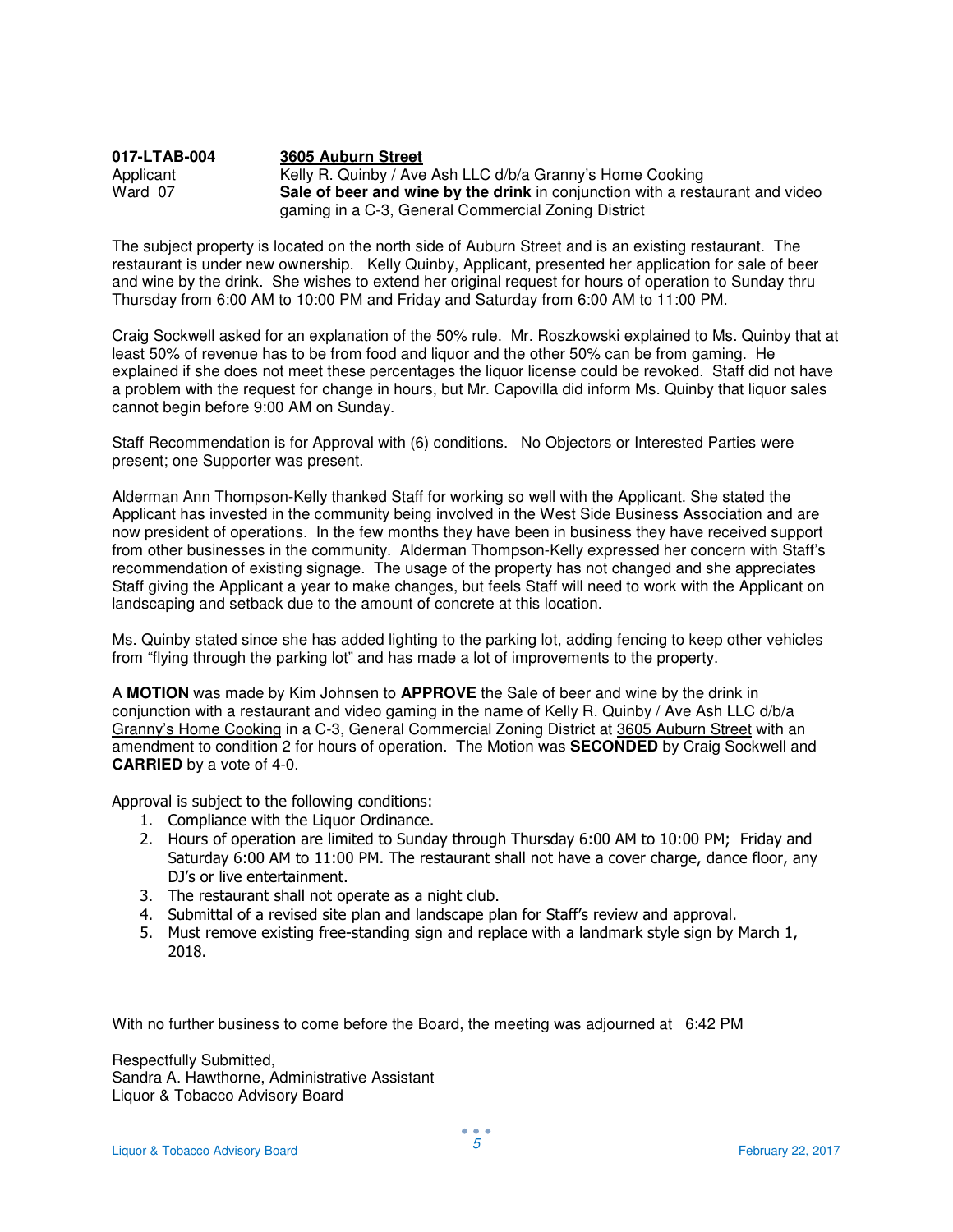**017-LTAB-004** **3605 Auburn Street**

Applicant Kelly R. Quinby / Ave Ash LLC d/b/a Granny's Home Cooking

Ward 07 **Sale of beer and wine by the drink** in conjunction with a restaurant and video gaming in a C-3, General Commercial Zoning District

The subject property is located on the north side of Auburn Street and is an existing restaurant. The restaurant is under new ownership. Kelly Quinby, Applicant, presented her application for sale of beer and wine by the drink. She wishes to extend her original request for hours of operation to Sunday thru Thursday from 6:00 AM to 10:00 PM and Friday and Saturday from 6:00 AM to 11:00 PM.

Craig Sockwell asked for an explanation of the 50% rule. Mr. Roszkowski explained to Ms. Quinby that at least 50% of revenue has to be from food and liquor and the other 50% can be from gaming. He explained if she does not meet these percentages the liquor license could be revoked. Staff did not have a problem with the request for change in hours, but Mr. Capovilla did inform Ms. Quinby that liquor sales cannot begin before 9:00 AM on Sunday.

Staff Recommendation is for Approval with (6) conditions. No Objectors or Interested Parties were present; one Supporter was present.

Alderman Ann Thompson-Kelly thanked Staff for working so well with the Applicant. She stated the Applicant has invested in the community being involved in the West Side Business Association and are now president of operations. In the few months they have been in business they have received support from other businesses in the community. Alderman Thompson-Kelly expressed her concern with Staff's recommendation of existing signage. The usage of the property has not changed and she appreciates Staff giving the Applicant a year to make changes, but feels Staff will need to work with the Applicant on landscaping and setback due to the amount of concrete at this location.

Ms. Quinby stated since she has added lighting to the parking lot, adding fencing to keep other vehicles from "flying through the parking lot" and has made a lot of improvements to the property.

A **MOTION** was made by Kim Johnsen to **APPROVE** the Sale of beer and wine by the drink in conjunction with a restaurant and video gaming in the name of Kelly R. Quinby / Ave Ash LLC d/b/a Granny's Home Cooking in a C-3, General Commercial Zoning District at 3605 Auburn Street with an amendment to condition 2 for hours of operation. The Motion was **SECONDED** by Craig Sockwell and **CARRIED** by a vote of 4-0.

Approval is subject to the following conditions:

1. Compliance with the Liquor Ordinance.
2. Hours of operation are limited to Sunday through Thursday 6:00 AM to 10:00 PM; Friday and Saturday 6:00 AM to 11:00 PM. The restaurant shall not have a cover charge, dance floor, any DJ's or live entertainment.
3. The restaurant shall not operate as a night club.
4. Submittal of a revised site plan and landscape plan for Staff's review and approval.
5. Must remove existing free-standing sign and replace with a landmark style sign by March 1, 2018.

With no further business to come before the Board, the meeting was adjourned at 6:42 PM

Respectfully Submitted,
Sandra A. Hawthorne, Administrative Assistant
Liquor & Tobacco Advisory Board